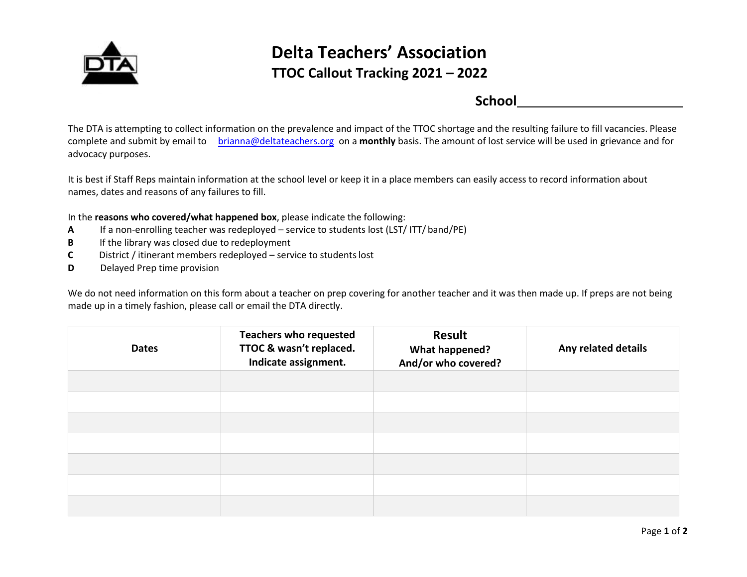# Delta Teachers' Association

## TTOC Callout Tracking 2021 – 2022

**School**________________________

The DTA is attempting to collect information on the prevalence and impact of the TTOC shortage and the resulting failure to fill vacancies. Please complete and submit by email to brianna@deltateachers.org on a **monthly** basis. The amount of lost service will be used in grievance and for advocacy purposes.

It is best if Staff Reps maintain information at the school level or keep it in a place members can easily access to record information about names, dates and reasons of any failures to fill.

In the **reasons who covered/what happened box**, please indicate the following:

- **A** If a non-enrolling teacher was redeployed – service to students lost (LST/ ITT/ band/PE)
- **B** If the library was closed due to redeployment
- **C** District / itinerant members redeployed – service to students lost
- **D** Delayed Prep time provision

We do not need information on this form about a teacher on prep covering for another teacher and it was then made up. If preps are not being made up in a timely fashion, please call or email the DTA directly.

| Dates | Teachers who requested TTOC & wasn't replaced. Indicate assignment. | Result What happened? And/or who covered? | Any related details |
|---|---|---|---|
| | | | |
| | | | |
| | | | |
| | | | |
| | | | |
| | | | |
| | | | |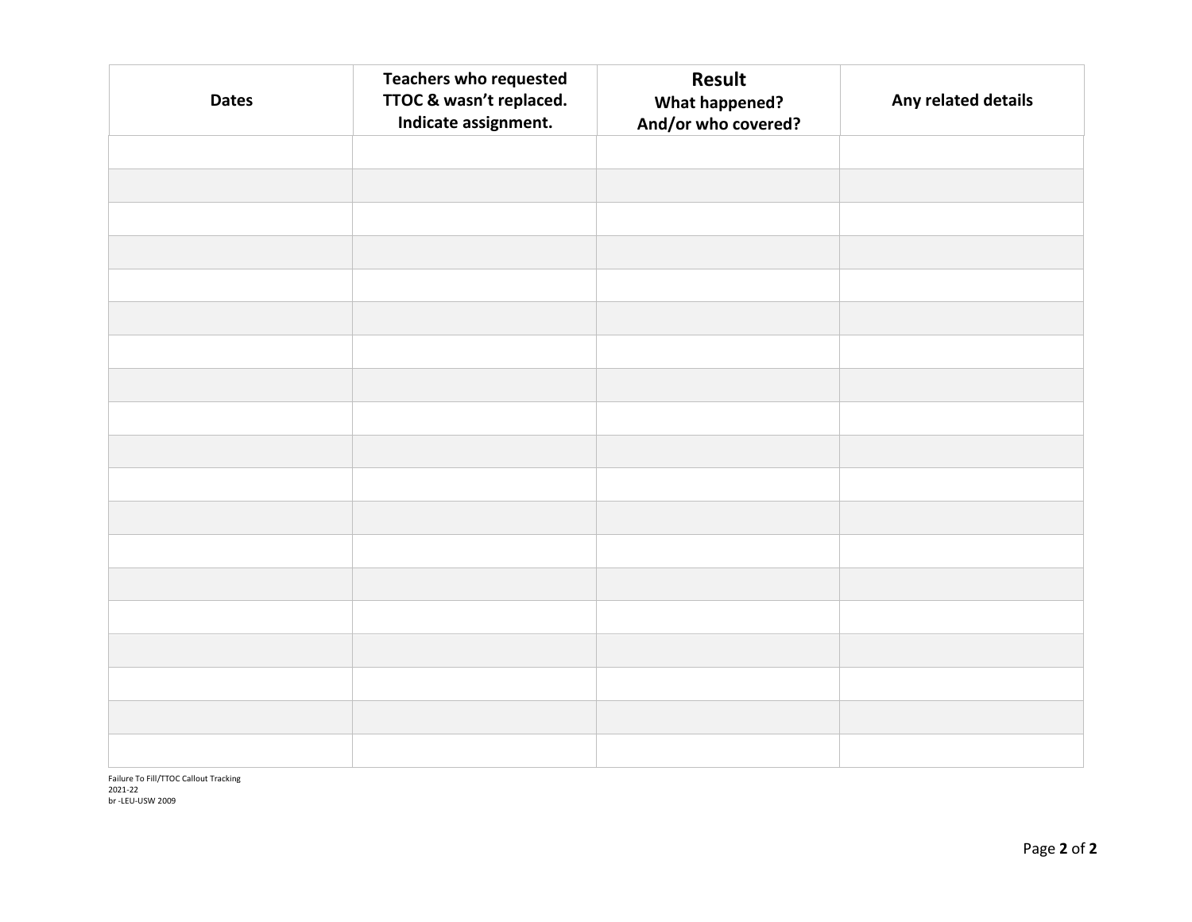| Dates | Teachers who requested TTOC & wasn't replaced. Indicate assignment. | Result What happened? And/or who covered? | Any related details |
|---|---|---|---|
| | | | |
| | | | |
| | | | |
| | | | |
| | | | |
| | | | |
| | | | |
| | | | |
| | | | |
| | | | |
| | | | |
| | | | |
| | | | |
| | | | |
| | | | |
| | | | |
| | | | |
| | | | |
| | | | |

Failure To Fill/TTOC Callout Tracking
2021-22
br -LEU-USW 2009